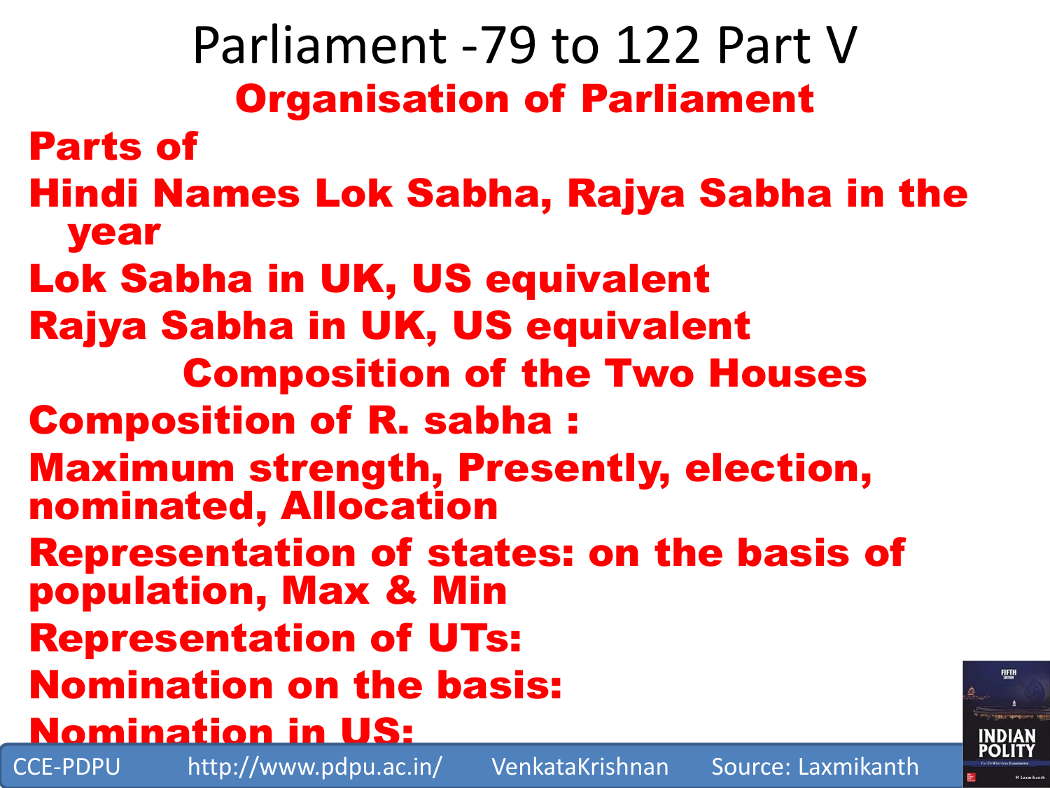# Parliament -79 to 122 Part V

## Organisation of Parliament

**Parts of**

**Hindi Names Lok Sabha, Rajya Sabha in the year**

**Lok Sabha in UK, US equivalent**

**Rajya Sabha in UK, US equivalent**

## Composition of the Two Houses

**Composition of R. sabha :**

**Maximum strength, Presently, election, nominated, Allocation**

**Representation of states: on the basis of population, Max & Min**

**Representation of UTs:**

**Nomination on the basis:**

**Nomination in US:**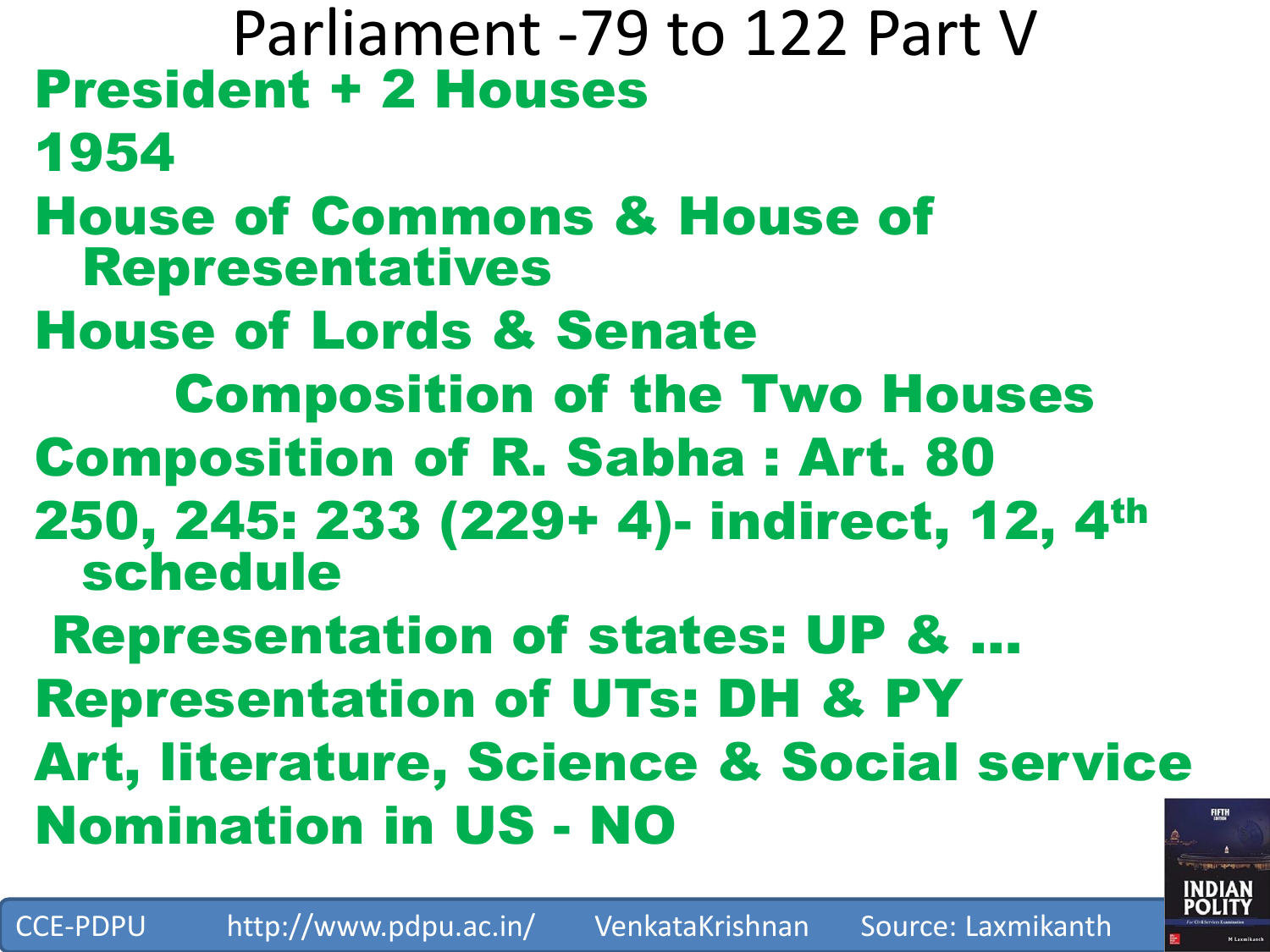# Parliament -79 to 122 Part V

**President + 2 Houses**

**1954**

**House of Commons & House of Representatives**

**House of Lords & Senate**

## Composition of the Two Houses

**Composition of R. Sabha : Art. 80**

**250, 245: 233 (229+ 4)- indirect, 12, 4th schedule**

**Representation of states: UP & …**

**Representation of UTs: DH & PY**

**Art, literature, Science & Social service**

**Nomination in US - NO**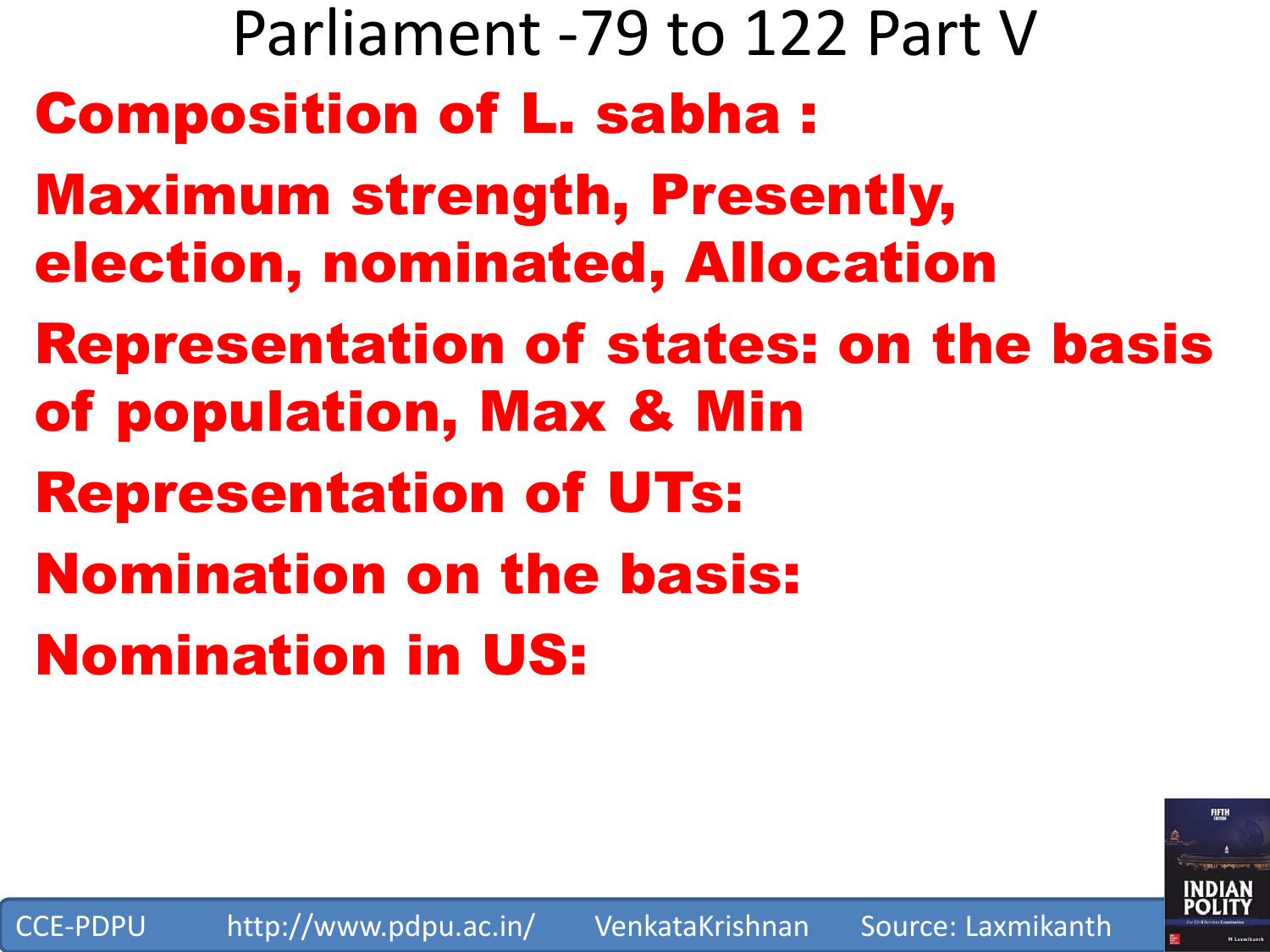# Parliament -79 to 122 Part V

**Composition of L. sabha :**

**Maximum strength, Presently, election, nominated, Allocation**

**Representation of states: on the basis of population, Max & Min**

**Representation of UTs:**

**Nomination on the basis:**

**Nomination in US:**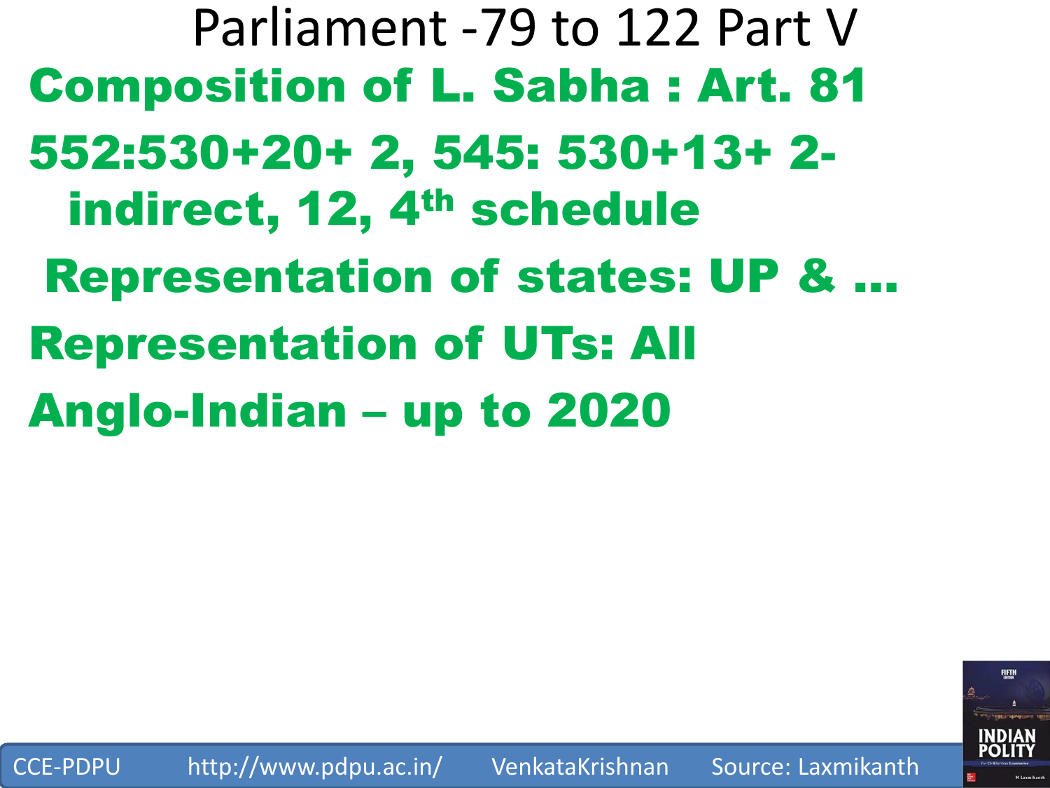# Parliament -79 to 122 Part V

**Composition of L. Sabha : Art. 81**

**552:530+20+ 2, 545: 530+13+ 2-indirect, 12, 4th schedule**

**Representation of states: UP & …**

**Representation of UTs: All**

**Anglo-Indian – up to 2020**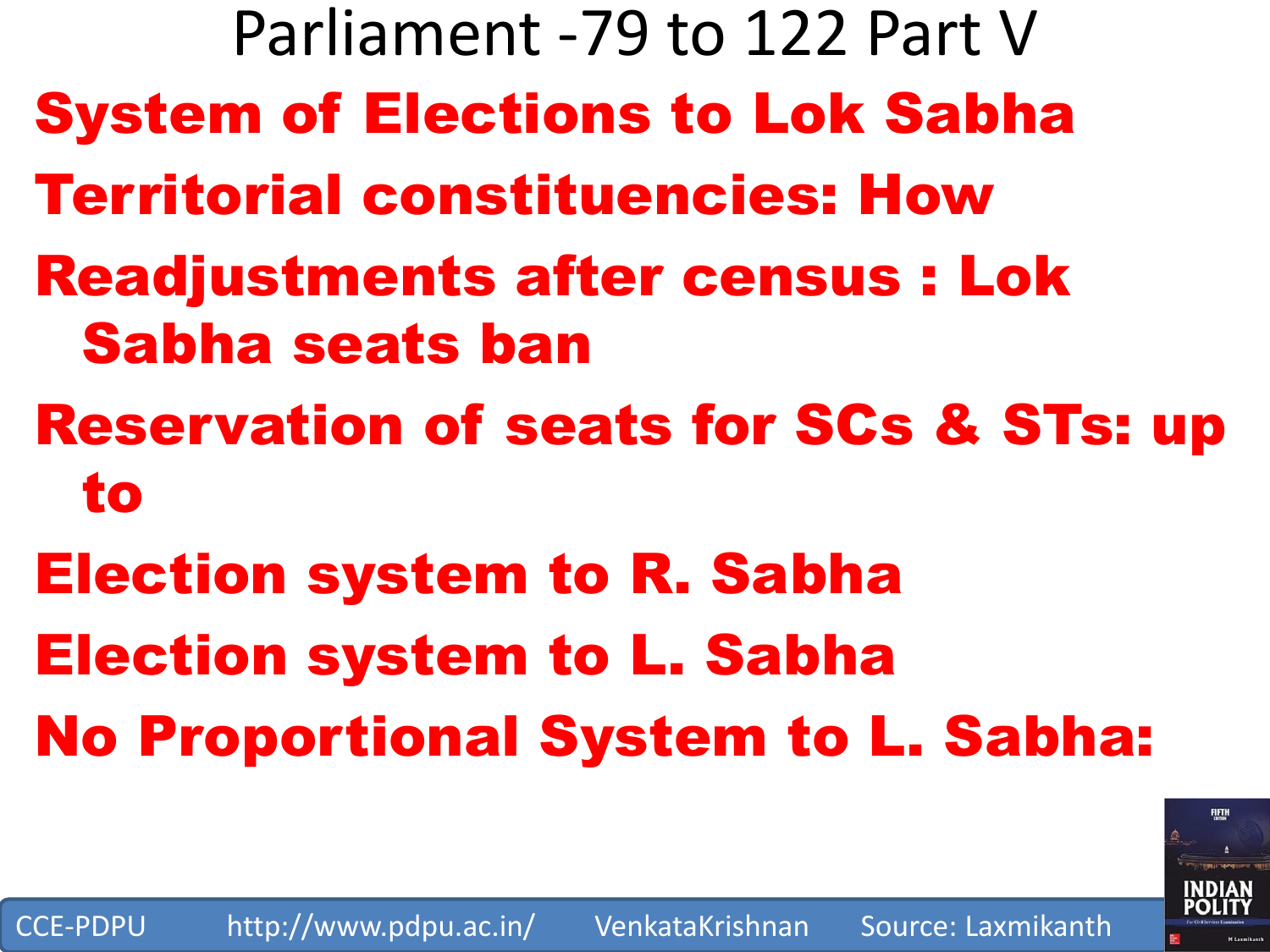# Parliament -79 to 122 Part V

**System of Elections to Lok Sabha**

**Territorial constituencies: How**

**Readjustments after census : Lok Sabha seats ban**

**Reservation of seats for SCs & STs: up to**

**Election system to R. Sabha**

**Election system to L. Sabha**

**No Proportional System to L. Sabha:**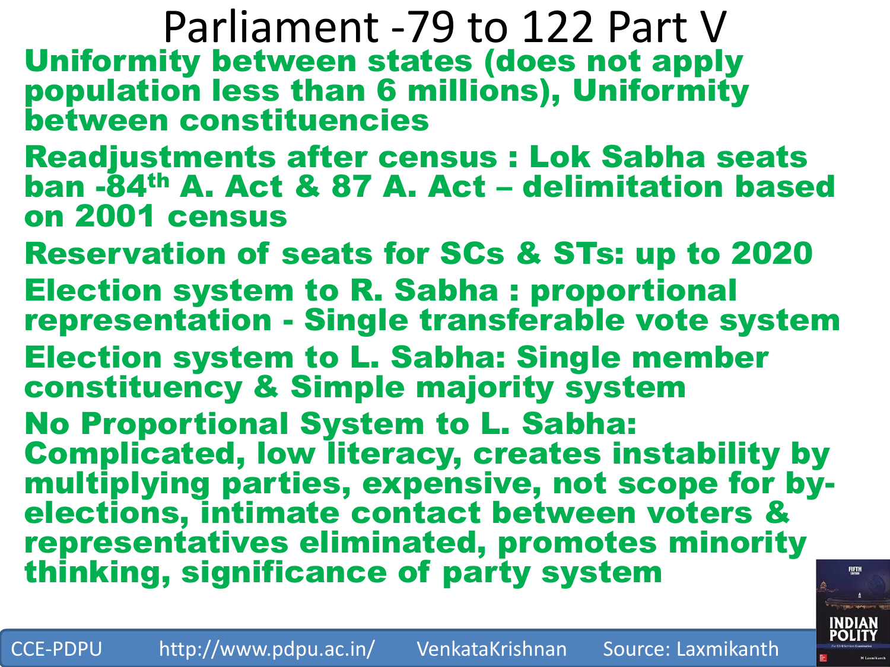# Parliament -79 to 122 Part V

**Uniformity between states (does not apply population less than 6 millions), Uniformity between constituencies**

**Readjustments after census : Lok Sabha seats ban -84th A. Act & 87 A. Act – delimitation based on 2001 census**

**Reservation of seats for SCs & STs: up to 2020**

**Election system to R. Sabha : proportional representation - Single transferable vote system**

**Election system to L. Sabha: Single member constituency & Simple majority system**

**No Proportional System to L. Sabha: Complicated, low literacy, creates instability by multiplying parties, expensive, not scope for by-elections, intimate contact between voters & representatives eliminated, promotes minority thinking, significance of party system**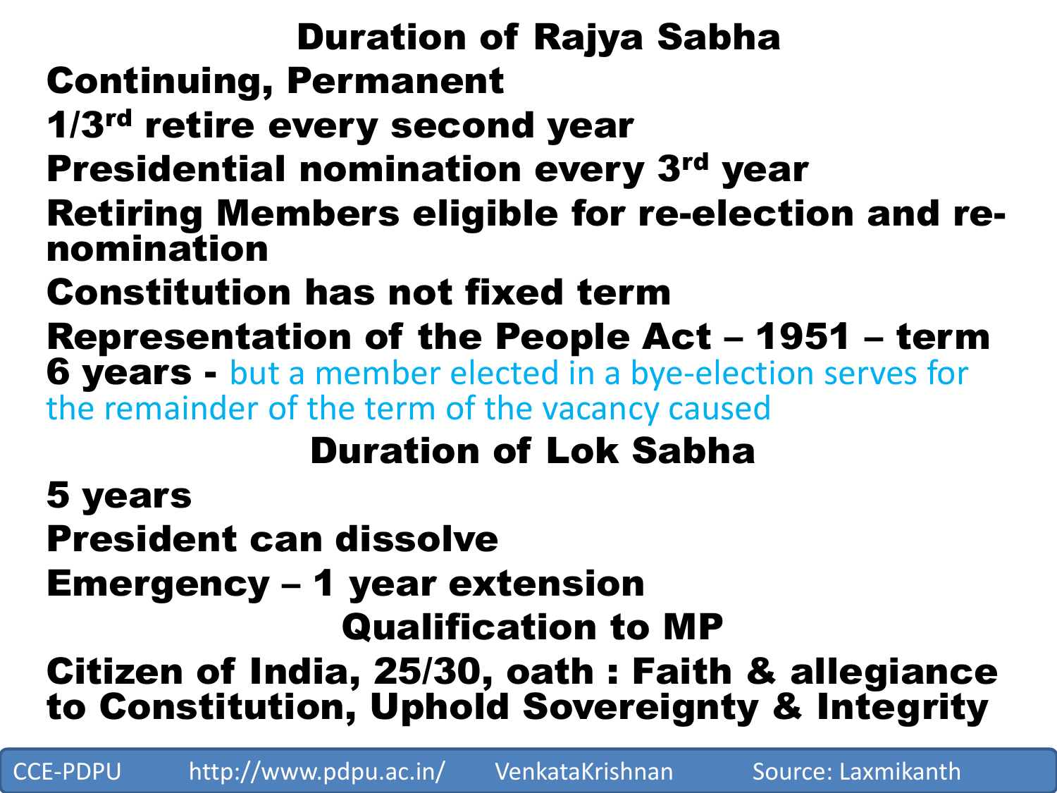## Duration of Rajya Sabha

**Continuing, Permanent**

**1/3rd retire every second year**

**Presidential nomination every 3rd year**

**Retiring Members eligible for re-election and re-nomination**

**Constitution has not fixed term**

**Representation of the People Act – 1951 – term 6 years -** but a member elected in a bye-election serves for the remainder of the term of the vacancy caused

## Duration of Lok Sabha

**5 years**

**President can dissolve**

**Emergency – 1 year extension**

## Qualification to MP

**Citizen of India, 25/30, oath : Faith & allegiance to Constitution, Uphold Sovereignty & Integrity**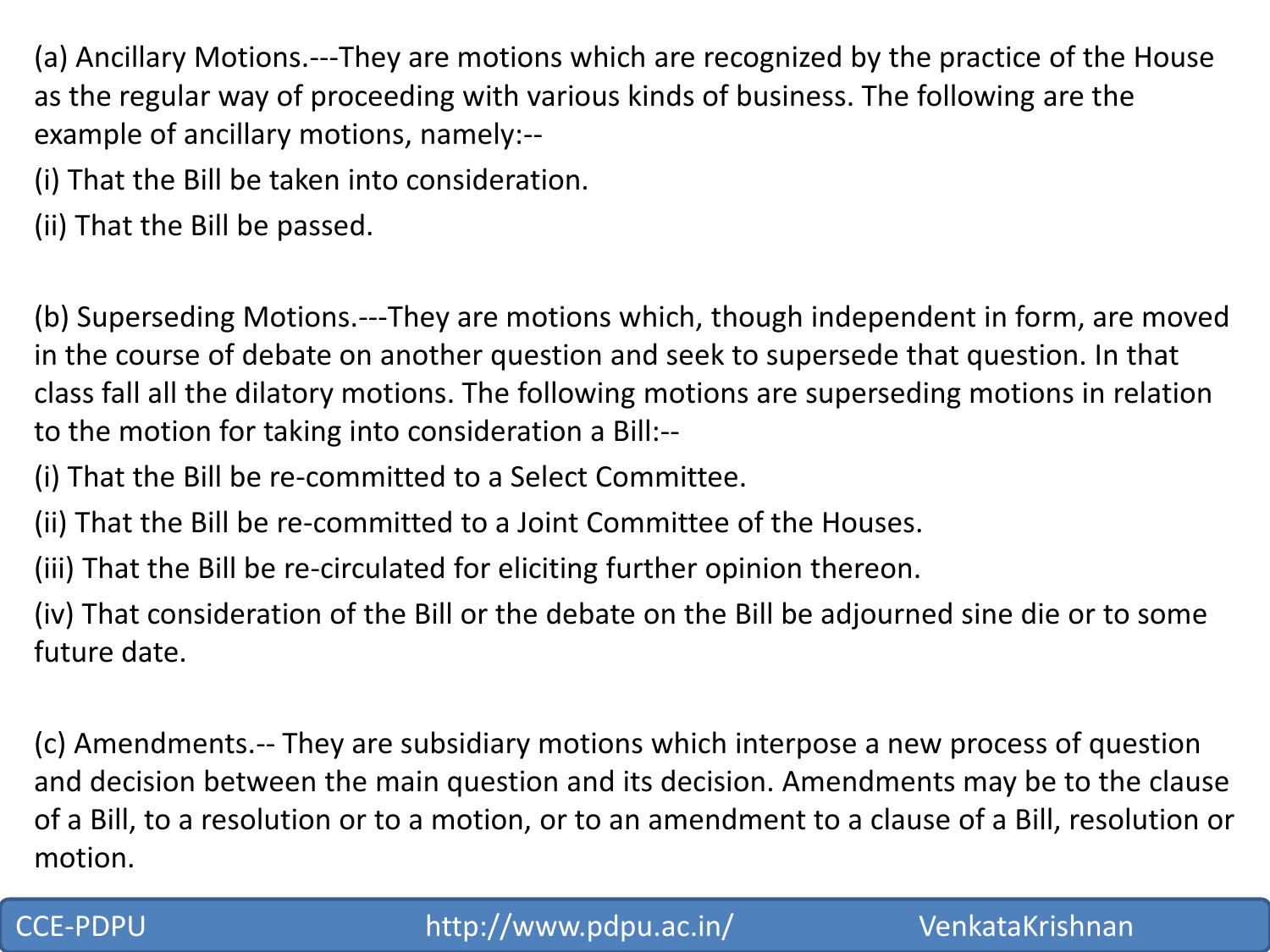(a) Ancillary Motions.---They are motions which are recognized by the practice of the House as the regular way of proceeding with various kinds of business. The following are the example of ancillary motions, namely:--

(i) That the Bill be taken into consideration.

(ii) That the Bill be passed.

(b) Superseding Motions.---They are motions which, though independent in form, are moved in the course of debate on another question and seek to supersede that question. In that class fall all the dilatory motions. The following motions are superseding motions in relation to the motion for taking into consideration a Bill:--

(i) That the Bill be re-committed to a Select Committee.

(ii) That the Bill be re-committed to a Joint Committee of the Houses.

(iii) That the Bill be re-circulated for eliciting further opinion thereon.

(iv) That consideration of the Bill or the debate on the Bill be adjourned sine die or to some future date.

(c) Amendments.-- They are subsidiary motions which interpose a new process of question and decision between the main question and its decision. Amendments may be to the clause of a Bill, to a resolution or to a motion, or to an amendment to a clause of a Bill, resolution or motion.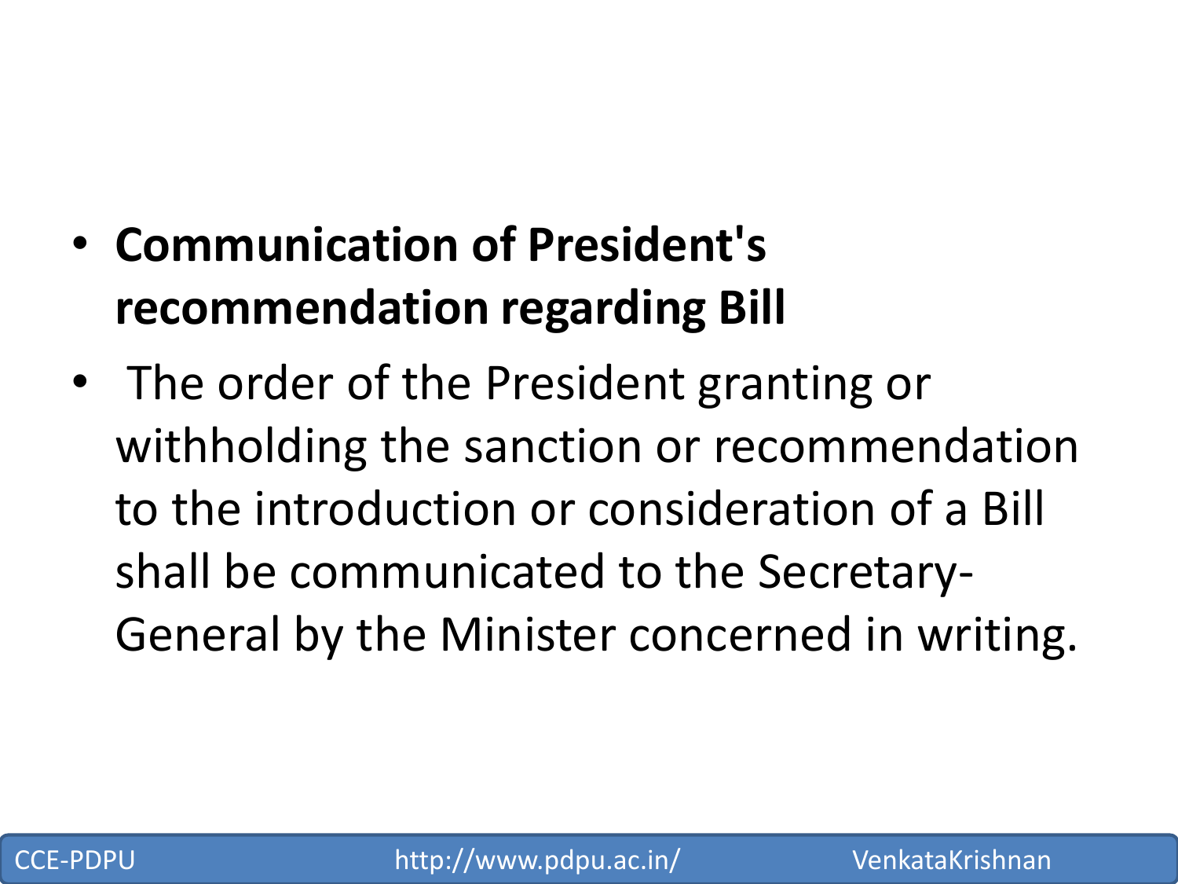- **Communication of President's recommendation regarding Bill**
- The order of the President granting or withholding the sanction or recommendation to the introduction or consideration of a Bill shall be communicated to the Secretary-General by the Minister concerned in writing.